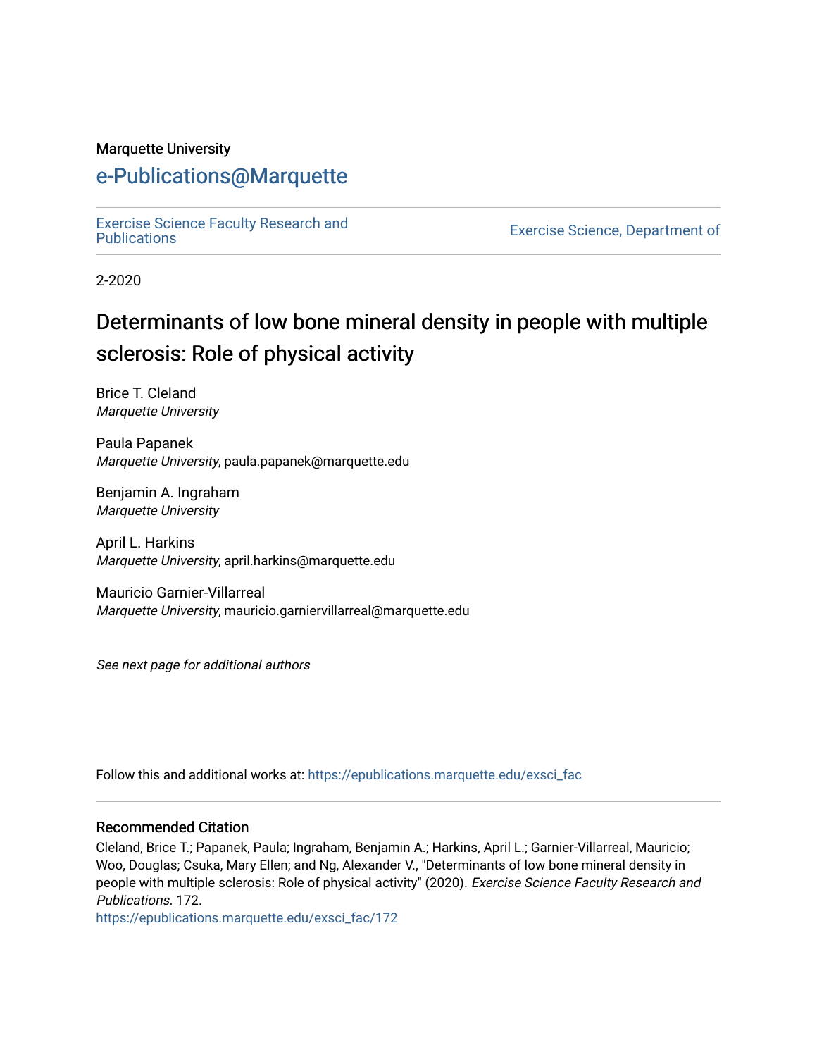Marquette University

# e-Publications@Marquette

Exercise Science Faculty Research and Publications | Exercise Science, Department of

2-2020

# Determinants of low bone mineral density in people with multiple sclerosis: Role of physical activity

Brice T. Cleland
*Marquette University*

Paula Papanek
*Marquette University*, paula.papanek@marquette.edu

Benjamin A. Ingraham
*Marquette University*

April L. Harkins
*Marquette University*, april.harkins@marquette.edu

Mauricio Garnier-Villarreal
*Marquette University*, mauricio.garniervillarreal@marquette.edu

*See next page for additional authors*

Follow this and additional works at: https://epublications.marquette.edu/exsci_fac

## Recommended Citation

Cleland, Brice T.; Papanek, Paula; Ingraham, Benjamin A.; Harkins, April L.; Garnier-Villarreal, Mauricio; Woo, Douglas; Csuka, Mary Ellen; and Ng, Alexander V., "Determinants of low bone mineral density in people with multiple sclerosis: Role of physical activity" (2020). *Exercise Science Faculty Research and Publications*. 172.
https://epublications.marquette.edu/exsci_fac/172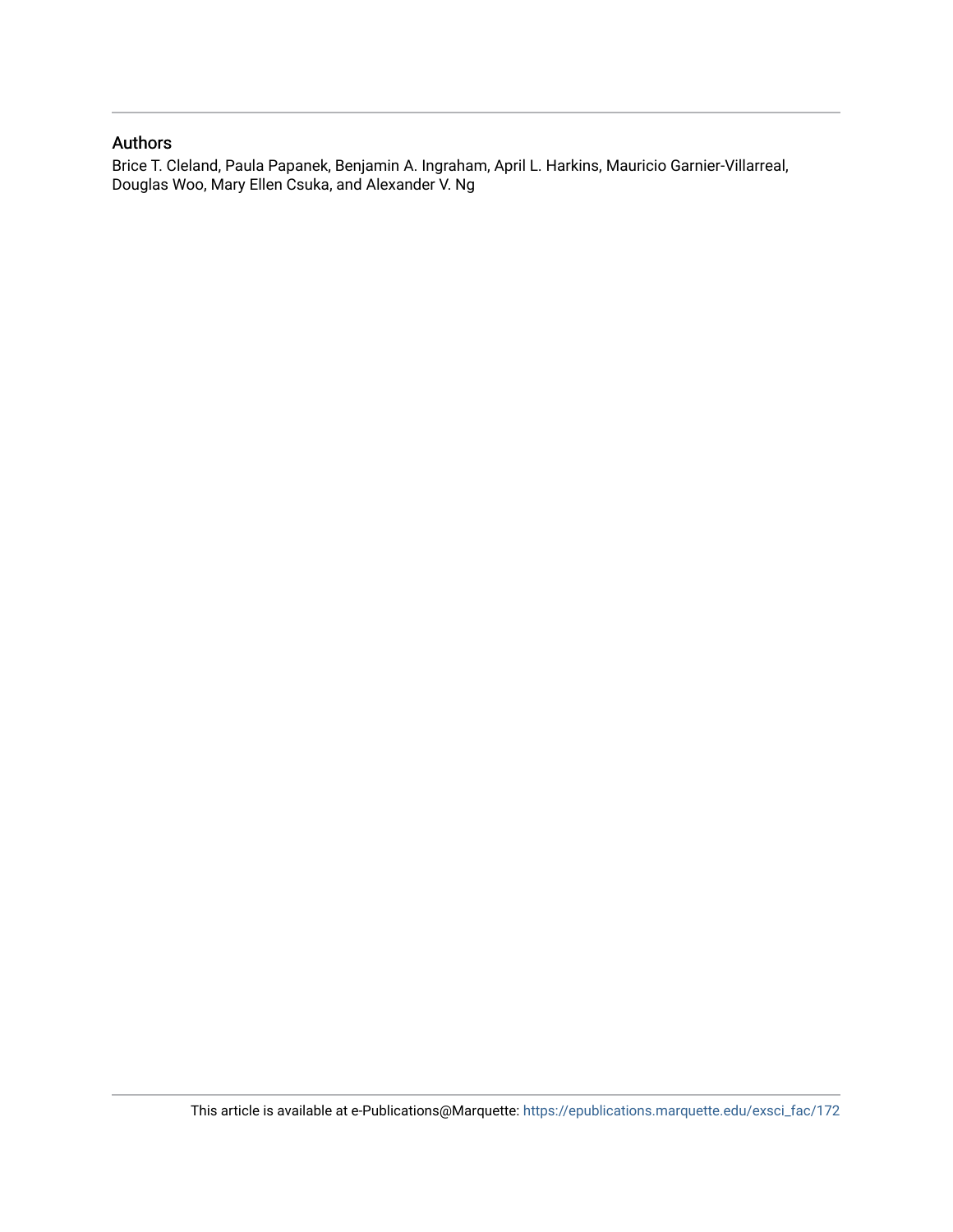### Authors

Brice T. Cleland, Paula Papanek, Benjamin A. Ingraham, April L. Harkins, Mauricio Garnier-Villarreal, Douglas Woo, Mary Ellen Csuka, and Alexander V. Ng

This article is available at e-Publications@Marquette: https://epublications.marquette.edu/exsci_fac/172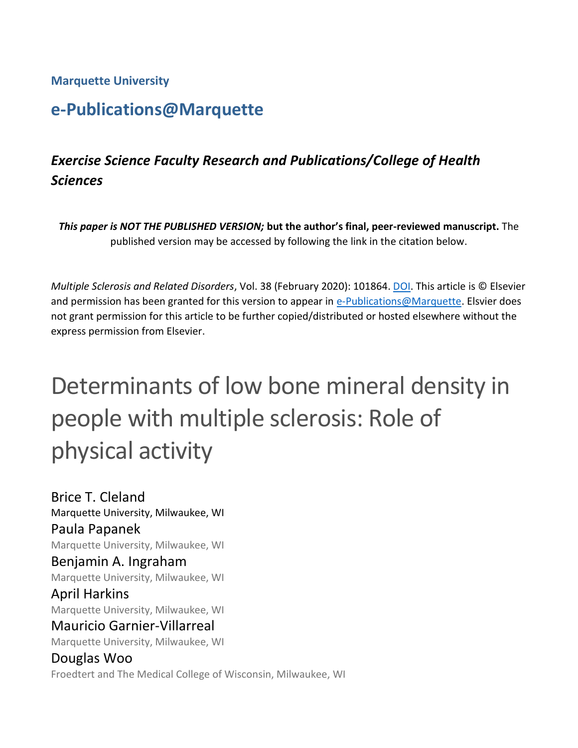**Marquette University**

## e-Publications@Marquette

### *Exercise Science Faculty Research and Publications/College of Health Sciences*

***This paper is NOT THE PUBLISHED VERSION;*** **but the author's final, peer-reviewed manuscript.** The published version may be accessed by following the link in the citation below.

*Multiple Sclerosis and Related Disorders*, Vol. 38 (February 2020): 101864. DOI. This article is © Elsevier and permission has been granted for this version to appear in e-Publications@Marquette. Elsvier does not grant permission for this article to be further copied/distributed or hosted elsewhere without the express permission from Elsevier.

# Determinants of low bone mineral density in people with multiple sclerosis: Role of physical activity

Brice T. Cleland
Marquette University, Milwaukee, WI

Paula Papanek
Marquette University, Milwaukee, WI

Benjamin A. Ingraham
Marquette University, Milwaukee, WI

April Harkins
Marquette University, Milwaukee, WI

Mauricio Garnier-Villarreal
Marquette University, Milwaukee, WI

Douglas Woo
Froedtert and The Medical College of Wisconsin, Milwaukee, WI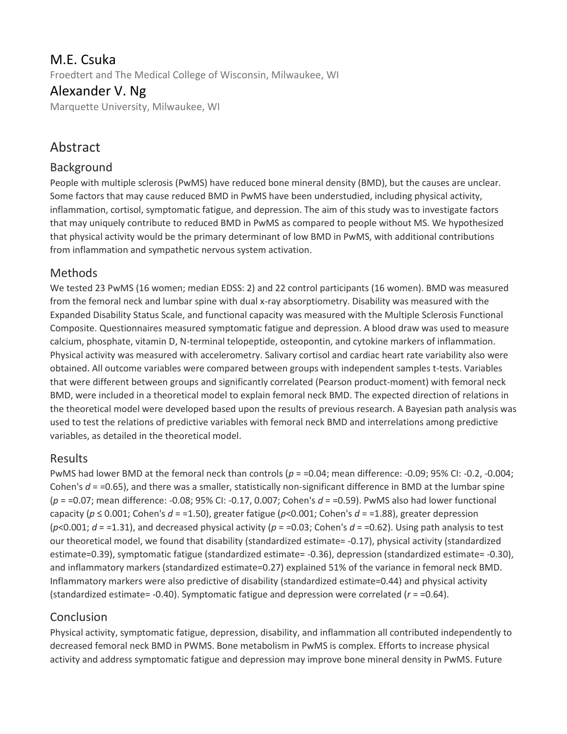## M.E. Csuka

Froedtert and The Medical College of Wisconsin, Milwaukee, WI

## Alexander V. Ng

Marquette University, Milwaukee, WI

# Abstract

## Background

People with multiple sclerosis (PwMS) have reduced bone mineral density (BMD), but the causes are unclear. Some factors that may cause reduced BMD in PwMS have been understudied, including physical activity, inflammation, cortisol, symptomatic fatigue, and depression. The aim of this study was to investigate factors that may uniquely contribute to reduced BMD in PwMS as compared to people without MS. We hypothesized that physical activity would be the primary determinant of low BMD in PwMS, with additional contributions from inflammation and sympathetic nervous system activation.

## Methods

We tested 23 PwMS (16 women; median EDSS: 2) and 22 control participants (16 women). BMD was measured from the femoral neck and lumbar spine with dual x-ray absorptiometry. Disability was measured with the Expanded Disability Status Scale, and functional capacity was measured with the Multiple Sclerosis Functional Composite. Questionnaires measured symptomatic fatigue and depression. A blood draw was used to measure calcium, phosphate, vitamin D, N-terminal telopeptide, osteopontin, and cytokine markers of inflammation. Physical activity was measured with accelerometry. Salivary cortisol and cardiac heart rate variability also were obtained. All outcome variables were compared between groups with independent samples t-tests. Variables that were different between groups and significantly correlated (Pearson product-moment) with femoral neck BMD, were included in a theoretical model to explain femoral neck BMD. The expected direction of relations in the theoretical model were developed based upon the results of previous research. A Bayesian path analysis was used to test the relations of predictive variables with femoral neck BMD and interrelations among predictive variables, as detailed in the theoretical model.

## Results

PwMS had lower BMD at the femoral neck than controls ($p$ = =0.04; mean difference: -0.09; 95% CI: -0.2, -0.004; Cohen's $d$ = =0.65), and there was a smaller, statistically non-significant difference in BMD at the lumbar spine ($p$ = =0.07; mean difference: -0.08; 95% CI: -0.17, 0.007; Cohen's $d$ = =0.59). PwMS also had lower functional capacity ($p \leq 0.001$; Cohen's $d$ = =1.50), greater fatigue ($p<0.001$; Cohen's $d$ = =1.88), greater depression ($p<0.001$; $d$ = =1.31), and decreased physical activity ($p$ = =0.03; Cohen's $d$ = =0.62). Using path analysis to test our theoretical model, we found that disability (standardized estimate= -0.17), physical activity (standardized estimate=0.39), symptomatic fatigue (standardized estimate= -0.36), depression (standardized estimate= -0.30), and inflammatory markers (standardized estimate=0.27) explained 51% of the variance in femoral neck BMD. Inflammatory markers were also predictive of disability (standardized estimate=0.44) and physical activity (standardized estimate= -0.40). Symptomatic fatigue and depression were correlated ($r$ = =0.64).

## Conclusion

Physical activity, symptomatic fatigue, depression, disability, and inflammation all contributed independently to decreased femoral neck BMD in PWMS. Bone metabolism in PwMS is complex. Efforts to increase physical activity and address symptomatic fatigue and depression may improve bone mineral density in PwMS. Future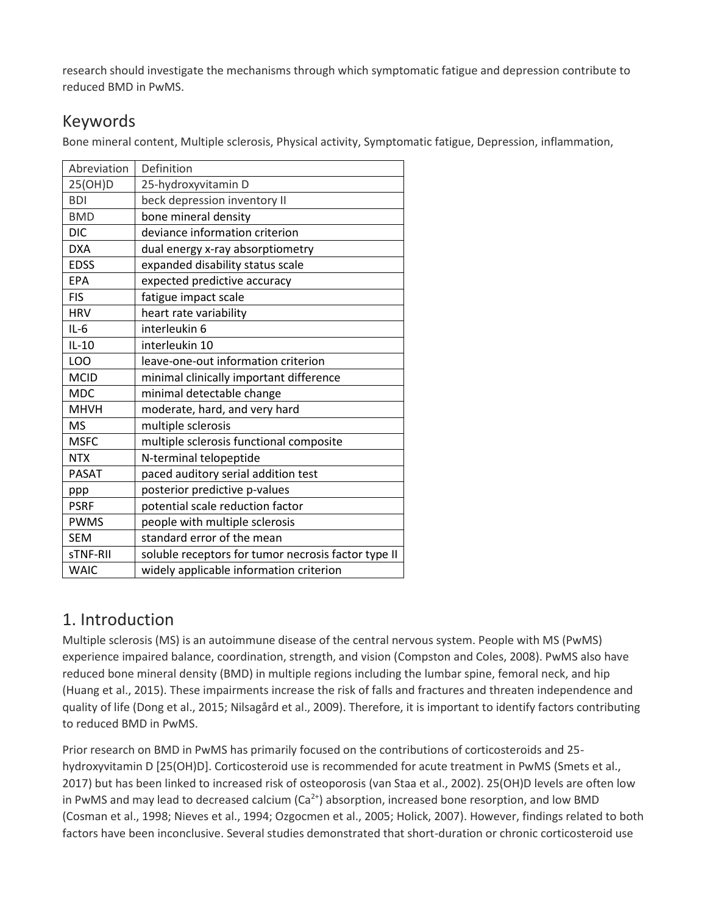research should investigate the mechanisms through which symptomatic fatigue and depression contribute to reduced BMD in PwMS.

## Keywords

Bone mineral content, Multiple sclerosis, Physical activity, Symptomatic fatigue, Depression, inflammation,

| Abreviation | Definition |
|---|---|
| 25(OH)D | 25-hydroxyvitamin D |
| BDI | beck depression inventory II |
| BMD | bone mineral density |
| DIC | deviance information criterion |
| DXA | dual energy x-ray absorptiometry |
| EDSS | expanded disability status scale |
| EPA | expected predictive accuracy |
| FIS | fatigue impact scale |
| HRV | heart rate variability |
| IL-6 | interleukin 6 |
| IL-10 | interleukin 10 |
| LOO | leave-one-out information criterion |
| MCID | minimal clinically important difference |
| MDC | minimal detectable change |
| MHVH | moderate, hard, and very hard |
| MS | multiple sclerosis |
| MSFC | multiple sclerosis functional composite |
| NTX | N-terminal telopeptide |
| PASAT | paced auditory serial addition test |
| ppp | posterior predictive p-values |
| PSRF | potential scale reduction factor |
| PWMS | people with multiple sclerosis |
| SEM | standard error of the mean |
| sTNF-RII | soluble receptors for tumor necrosis factor type II |
| WAIC | widely applicable information criterion |

## 1. Introduction

Multiple sclerosis (MS) is an autoimmune disease of the central nervous system. People with MS (PwMS) experience impaired balance, coordination, strength, and vision (Compston and Coles, 2008). PwMS also have reduced bone mineral density (BMD) in multiple regions including the lumbar spine, femoral neck, and hip (Huang et al., 2015). These impairments increase the risk of falls and fractures and threaten independence and quality of life (Dong et al., 2015; Nilsagård et al., 2009). Therefore, it is important to identify factors contributing to reduced BMD in PwMS.

Prior research on BMD in PwMS has primarily focused on the contributions of corticosteroids and 25-hydroxyvitamin D [25(OH)D]. Corticosteroid use is recommended for acute treatment in PwMS (Smets et al., 2017) but has been linked to increased risk of osteoporosis (van Staa et al., 2002). 25(OH)D levels are often low in PwMS and may lead to decreased calcium ($Ca^{2+}$) absorption, increased bone resorption, and low BMD (Cosman et al., 1998; Nieves et al., 1994; Ozgocmen et al., 2005; Holick, 2007). However, findings related to both factors have been inconclusive. Several studies demonstrated that short-duration or chronic corticosteroid use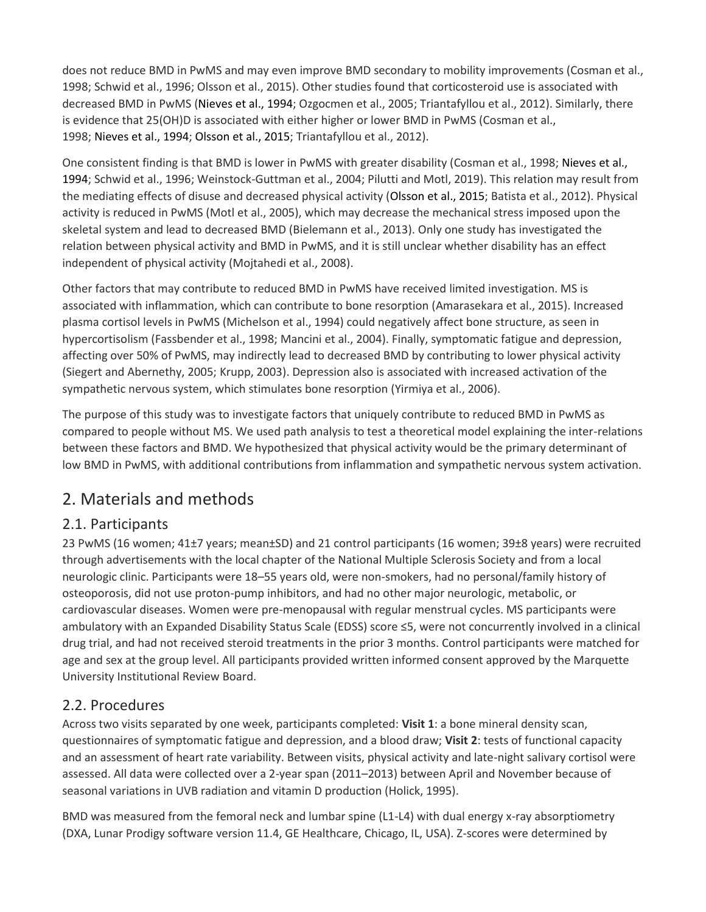does not reduce BMD in PwMS and may even improve BMD secondary to mobility improvements (Cosman et al., 1998; Schwid et al., 1996; Olsson et al., 2015). Other studies found that corticosteroid use is associated with decreased BMD in PwMS (Nieves et al., 1994; Ozgocmen et al., 2005; Triantafyllou et al., 2012). Similarly, there is evidence that 25(OH)D is associated with either higher or lower BMD in PwMS (Cosman et al., 1998; Nieves et al., 1994; Olsson et al., 2015; Triantafyllou et al., 2012).

One consistent finding is that BMD is lower in PwMS with greater disability (Cosman et al., 1998; Nieves et al., 1994; Schwid et al., 1996; Weinstock-Guttman et al., 2004; Pilutti and Motl, 2019). This relation may result from the mediating effects of disuse and decreased physical activity (Olsson et al., 2015; Batista et al., 2012). Physical activity is reduced in PwMS (Motl et al., 2005), which may decrease the mechanical stress imposed upon the skeletal system and lead to decreased BMD (Bielemann et al., 2013). Only one study has investigated the relation between physical activity and BMD in PwMS, and it is still unclear whether disability has an effect independent of physical activity (Mojtahedi et al., 2008).

Other factors that may contribute to reduced BMD in PwMS have received limited investigation. MS is associated with inflammation, which can contribute to bone resorption (Amarasekara et al., 2015). Increased plasma cortisol levels in PwMS (Michelson et al., 1994) could negatively affect bone structure, as seen in hypercortisolism (Fassbender et al., 1998; Mancini et al., 2004). Finally, symptomatic fatigue and depression, affecting over 50% of PwMS, may indirectly lead to decreased BMD by contributing to lower physical activity (Siegert and Abernethy, 2005; Krupp, 2003). Depression also is associated with increased activation of the sympathetic nervous system, which stimulates bone resorption (Yirmiya et al., 2006).

The purpose of this study was to investigate factors that uniquely contribute to reduced BMD in PwMS as compared to people without MS. We used path analysis to test a theoretical model explaining the inter-relations between these factors and BMD. We hypothesized that physical activity would be the primary determinant of low BMD in PwMS, with additional contributions from inflammation and sympathetic nervous system activation.

## 2. Materials and methods

### 2.1. Participants

23 PwMS (16 women; 41±7 years; mean±SD) and 21 control participants (16 women; 39±8 years) were recruited through advertisements with the local chapter of the National Multiple Sclerosis Society and from a local neurologic clinic. Participants were 18–55 years old, were non-smokers, had no personal/family history of osteoporosis, did not use proton-pump inhibitors, and had no other major neurologic, metabolic, or cardiovascular diseases. Women were pre-menopausal with regular menstrual cycles. MS participants were ambulatory with an Expanded Disability Status Scale (EDSS) score ≤5, were not concurrently involved in a clinical drug trial, and had not received steroid treatments in the prior 3 months. Control participants were matched for age and sex at the group level. All participants provided written informed consent approved by the Marquette University Institutional Review Board.

### 2.2. Procedures

Across two visits separated by one week, participants completed: **Visit 1**: a bone mineral density scan, questionnaires of symptomatic fatigue and depression, and a blood draw; **Visit 2**: tests of functional capacity and an assessment of heart rate variability. Between visits, physical activity and late-night salivary cortisol were assessed. All data were collected over a 2-year span (2011–2013) between April and November because of seasonal variations in UVB radiation and vitamin D production (Holick, 1995).

BMD was measured from the femoral neck and lumbar spine (L1-L4) with dual energy x-ray absorptiometry (DXA, Lunar Prodigy software version 11.4, GE Healthcare, Chicago, IL, USA). Z-scores were determined by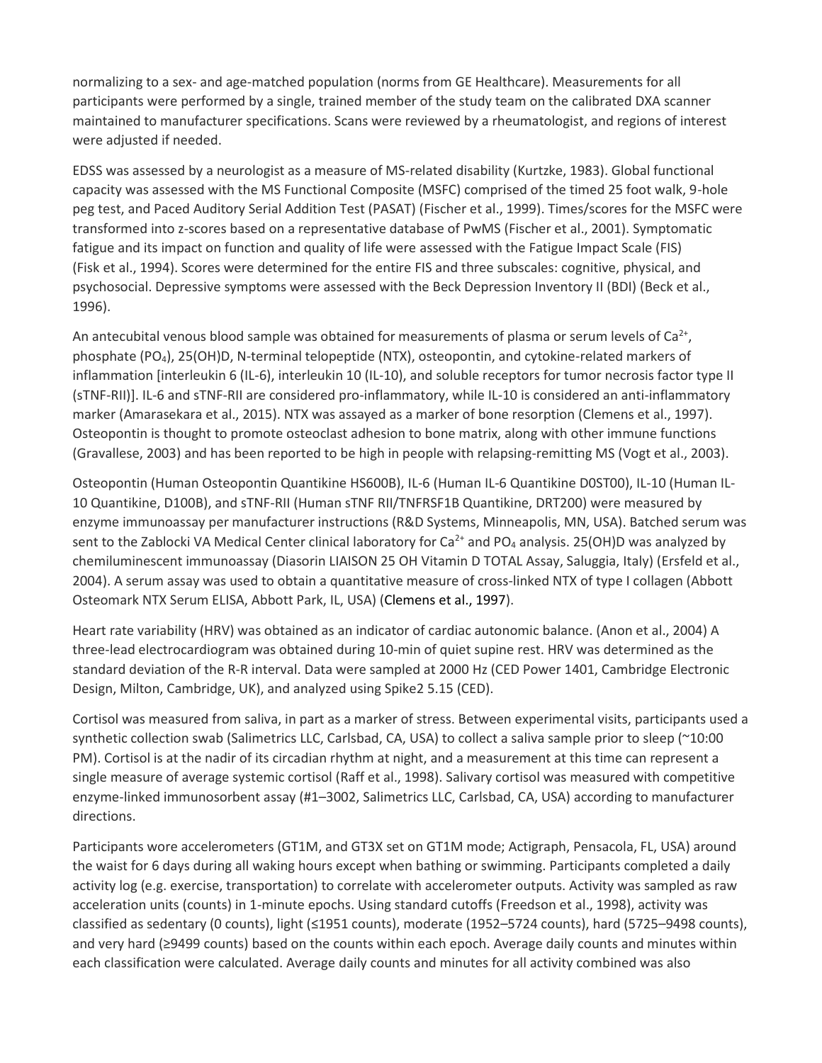normalizing to a sex- and age-matched population (norms from GE Healthcare). Measurements for all participants were performed by a single, trained member of the study team on the calibrated DXA scanner maintained to manufacturer specifications. Scans were reviewed by a rheumatologist, and regions of interest were adjusted if needed.

EDSS was assessed by a neurologist as a measure of MS-related disability (Kurtzke, 1983). Global functional capacity was assessed with the MS Functional Composite (MSFC) comprised of the timed 25 foot walk, 9-hole peg test, and Paced Auditory Serial Addition Test (PASAT) (Fischer et al., 1999). Times/scores for the MSFC were transformed into z-scores based on a representative database of PwMS (Fischer et al., 2001). Symptomatic fatigue and its impact on function and quality of life were assessed with the Fatigue Impact Scale (FIS) (Fisk et al., 1994). Scores were determined for the entire FIS and three subscales: cognitive, physical, and psychosocial. Depressive symptoms were assessed with the Beck Depression Inventory II (BDI) (Beck et al., 1996).

An antecubital venous blood sample was obtained for measurements of plasma or serum levels of $Ca^{2+}$, phosphate ($PO_4$), 25(OH)D, N-terminal telopeptide (NTX), osteopontin, and cytokine-related markers of inflammation [interleukin 6 (IL-6), interleukin 10 (IL-10), and soluble receptors for tumor necrosis factor type II (sTNF-RII)]. IL-6 and sTNF-RII are considered pro-inflammatory, while IL-10 is considered an anti-inflammatory marker (Amarasekara et al., 2015). NTX was assayed as a marker of bone resorption (Clemens et al., 1997). Osteopontin is thought to promote osteoclast adhesion to bone matrix, along with other immune functions (Gravallese, 2003) and has been reported to be high in people with relapsing-remitting MS (Vogt et al., 2003).

Osteopontin (Human Osteopontin Quantikine HS600B), IL-6 (Human IL-6 Quantikine D0ST00), IL-10 (Human IL-10 Quantikine, D100B), and sTNF-RII (Human sTNF RII/TNFRSF1B Quantikine, DRT200) were measured by enzyme immunoassay per manufacturer instructions (R&D Systems, Minneapolis, MN, USA). Batched serum was sent to the Zablocki VA Medical Center clinical laboratory for $Ca^{2+}$ and $PO_4$ analysis. 25(OH)D was analyzed by chemiluminescent immunoassay (Diasorin LIAISON 25 OH Vitamin D TOTAL Assay, Saluggia, Italy) (Ersfeld et al., 2004). A serum assay was used to obtain a quantitative measure of cross-linked NTX of type I collagen (Abbott Osteomark NTX Serum ELISA, Abbott Park, IL, USA) (Clemens et al., 1997).

Heart rate variability (HRV) was obtained as an indicator of cardiac autonomic balance. (Anon et al., 2004) A three-lead electrocardiogram was obtained during 10-min of quiet supine rest. HRV was determined as the standard deviation of the R-R interval. Data were sampled at 2000 Hz (CED Power 1401, Cambridge Electronic Design, Milton, Cambridge, UK), and analyzed using Spike2 5.15 (CED).

Cortisol was measured from saliva, in part as a marker of stress. Between experimental visits, participants used a synthetic collection swab (Salimetrics LLC, Carlsbad, CA, USA) to collect a saliva sample prior to sleep (~10:00 PM). Cortisol is at the nadir of its circadian rhythm at night, and a measurement at this time can represent a single measure of average systemic cortisol (Raff et al., 1998). Salivary cortisol was measured with competitive enzyme-linked immunosorbent assay (#1–3002, Salimetrics LLC, Carlsbad, CA, USA) according to manufacturer directions.

Participants wore accelerometers (GT1M, and GT3X set on GT1M mode; Actigraph, Pensacola, FL, USA) around the waist for 6 days during all waking hours except when bathing or swimming. Participants completed a daily activity log (e.g. exercise, transportation) to correlate with accelerometer outputs. Activity was sampled as raw acceleration units (counts) in 1-minute epochs. Using standard cutoffs (Freedson et al., 1998), activity was classified as sedentary (0 counts), light (≤1951 counts), moderate (1952–5724 counts), hard (5725–9498 counts), and very hard (≥9499 counts) based on the counts within each epoch. Average daily counts and minutes within each classification were calculated. Average daily counts and minutes for all activity combined was also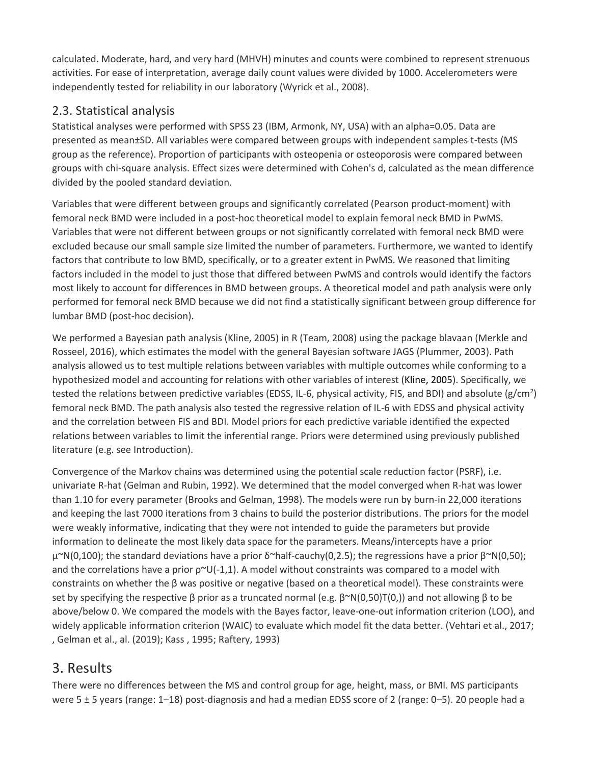calculated. Moderate, hard, and very hard (MHVH) minutes and counts were combined to represent strenuous activities. For ease of interpretation, average daily count values were divided by 1000. Accelerometers were independently tested for reliability in our laboratory (Wyrick et al., 2008).

## 2.3. Statistical analysis

Statistical analyses were performed with SPSS 23 (IBM, Armonk, NY, USA) with an alpha=0.05. Data are presented as mean±SD. All variables were compared between groups with independent samples t-tests (MS group as the reference). Proportion of participants with osteopenia or osteoporosis were compared between groups with chi-square analysis. Effect sizes were determined with Cohen's d, calculated as the mean difference divided by the pooled standard deviation.

Variables that were different between groups and significantly correlated (Pearson product-moment) with femoral neck BMD were included in a post-hoc theoretical model to explain femoral neck BMD in PwMS. Variables that were not different between groups or not significantly correlated with femoral neck BMD were excluded because our small sample size limited the number of parameters. Furthermore, we wanted to identify factors that contribute to low BMD, specifically, or to a greater extent in PwMS. We reasoned that limiting factors included in the model to just those that differed between PwMS and controls would identify the factors most likely to account for differences in BMD between groups. A theoretical model and path analysis were only performed for femoral neck BMD because we did not find a statistically significant between group difference for lumbar BMD (post-hoc decision).

We performed a Bayesian path analysis (Kline, 2005) in R (Team, 2008) using the package blavaan (Merkle and Rosseel, 2016), which estimates the model with the general Bayesian software JAGS (Plummer, 2003). Path analysis allowed us to test multiple relations between variables with multiple outcomes while conforming to a hypothesized model and accounting for relations with other variables of interest (Kline, 2005). Specifically, we tested the relations between predictive variables (EDSS, IL-6, physical activity, FIS, and BDI) and absolute ($g/cm^2$) femoral neck BMD. The path analysis also tested the regressive relation of IL-6 with EDSS and physical activity and the correlation between FIS and BDI. Model priors for each predictive variable identified the expected relations between variables to limit the inferential range. Priors were determined using previously published literature (e.g. see Introduction).

Convergence of the Markov chains was determined using the potential scale reduction factor (PSRF), i.e. univariate R-hat (Gelman and Rubin, 1992). We determined that the model converged when R-hat was lower than 1.10 for every parameter (Brooks and Gelman, 1998). The models were run by burn-in 22,000 iterations and keeping the last 7000 iterations from 3 chains to build the posterior distributions. The priors for the model were weakly informative, indicating that they were not intended to guide the parameters but provide information to delineate the most likely data space for the parameters. Means/intercepts have a prior $\mu \sim N(0,100)$; the standard deviations have a prior $\delta \sim \text{half-cauchy}(0,2.5)$; the regressions have a prior $\beta \sim N(0,50)$; and the correlations have a prior $\rho \sim U(-1,1)$. A model without constraints was compared to a model with constraints on whether the β was positive or negative (based on a theoretical model). These constraints were set by specifying the respective β prior as a truncated normal (e.g. β~N(0,50)T(0,)) and not allowing β to be above/below 0. We compared the models with the Bayes factor, leave-one-out information criterion (LOO), and widely applicable information criterion (WAIC) to evaluate which model fit the data better. (Vehtari et al., 2017; , Gelman et al., al. (2019); Kass , 1995; Raftery, 1993)

# 3. Results

There were no differences between the MS and control group for age, height, mass, or BMI. MS participants were 5 ± 5 years (range: 1–18) post-diagnosis and had a median EDSS score of 2 (range: 0–5). 20 people had a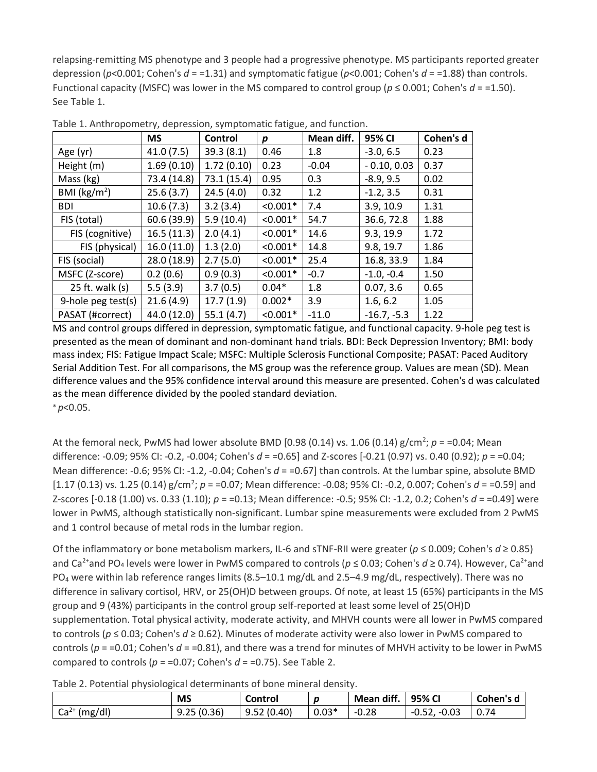relapsing-remitting MS phenotype and 3 people had a progressive phenotype. MS participants reported greater depression ($p<0.001$; Cohen's $d$ = =1.31) and symptomatic fatigue ($p<0.001$; Cohen's $d$ = =1.88) than controls. Functional capacity (MSFC) was lower in the MS compared to control group ($p \leq 0.001$; Cohen's $d$ = =1.50). See Table 1.

Table 1. Anthropometry, depression, symptomatic fatigue, and function.

| | MS | Control | p | Mean diff. | 95% CI | Cohen's d |
|---|---|---|---|---|---|---|
| Age (yr) | 41.0 (7.5) | 39.3 (8.1) | 0.46 | 1.8 | -3.0, 6.5 | 0.23 |
| Height (m) | 1.69 (0.10) | 1.72 (0.10) | 0.23 | -0.04 | - 0.10, 0.03 | 0.37 |
| Mass (kg) | 73.4 (14.8) | 73.1 (15.4) | 0.95 | 0.3 | -8.9, 9.5 | 0.02 |
| BMI ($kg/m^2$) | 25.6 (3.7) | 24.5 (4.0) | 0.32 | 1.2 | -1.2, 3.5 | 0.31 |
| BDI | 10.6 (7.3) | 3.2 (3.4) | <0.001* | 7.4 | 3.9, 10.9 | 1.31 |
| FIS (total) | 60.6 (39.9) | 5.9 (10.4) | <0.001* | 54.7 | 36.6, 72.8 | 1.88 |
| FIS (cognitive) | 16.5 (11.3) | 2.0 (4.1) | <0.001* | 14.6 | 9.3, 19.9 | 1.72 |
| FIS (physical) | 16.0 (11.0) | 1.3 (2.0) | <0.001* | 14.8 | 9.8, 19.7 | 1.86 |
| FIS (social) | 28.0 (18.9) | 2.7 (5.0) | <0.001* | 25.4 | 16.8, 33.9 | 1.84 |
| MSFC (Z-score) | 0.2 (0.6) | 0.9 (0.3) | <0.001* | -0.7 | -1.0, -0.4 | 1.50 |
| 25 ft. walk (s) | 5.5 (3.9) | 3.7 (0.5) | 0.04* | 1.8 | 0.07, 3.6 | 0.65 |
| 9-hole peg test(s) | 21.6 (4.9) | 17.7 (1.9) | 0.002* | 3.9 | 1.6, 6.2 | 1.05 |
| PASAT (#correct) | 44.0 (12.0) | 55.1 (4.7) | <0.001* | -11.0 | -16.7, -5.3 | 1.22 |

MS and control groups differed in depression, symptomatic fatigue, and functional capacity. 9-hole peg test is presented as the mean of dominant and non-dominant hand trials. BDI: Beck Depression Inventory; BMI: body mass index; FIS: Fatigue Impact Scale; MSFC: Multiple Sclerosis Functional Composite; PASAT: Paced Auditory Serial Addition Test. For all comparisons, the MS group was the reference group. Values are mean (SD). Mean difference values and the 95% confidence interval around this measure are presented. Cohen's d was calculated as the mean difference divided by the pooled standard deviation.

* $p<0.05$.

At the femoral neck, PwMS had lower absolute BMD [0.98 (0.14) vs. 1.06 (0.14) $g/cm^2$; $p$ = =0.04; Mean difference: -0.09; 95% CI: -0.2, -0.004; Cohen's $d$ = =0.65] and Z-scores [-0.21 (0.97) vs. 0.40 (0.92); $p$ = =0.04; Mean difference: -0.6; 95% CI: -1.2, -0.04; Cohen's $d$ = =0.67] than controls. At the lumbar spine, absolute BMD [1.17 (0.13) vs. 1.25 (0.14) $g/cm^2$; $p$ = =0.07; Mean difference: -0.08; 95% CI: -0.2, 0.007; Cohen's $d$ = =0.59] and Z-scores [-0.18 (1.00) vs. 0.33 (1.10); $p$ = =0.13; Mean difference: -0.5; 95% CI: -1.2, 0.2; Cohen's $d$ = =0.49] were lower in PwMS, although statistically non-significant. Lumbar spine measurements were excluded from 2 PwMS and 1 control because of metal rods in the lumbar region.

Of the inflammatory or bone metabolism markers, IL-6 and sTNF-RII were greater ($p \leq 0.009$; Cohen's $d \geq 0.85$) and $Ca^{2+}$and $PO_4$ levels were lower in PwMS compared to controls ($p \leq 0.03$; Cohen's $d \geq 0.74$). However, $Ca^{2+}$and $PO_4$ were within lab reference ranges limits (8.5–10.1 mg/dL and 2.5–4.9 mg/dL, respectively). There was no difference in salivary cortisol, HRV, or 25(OH)D between groups. Of note, at least 15 (65%) participants in the MS group and 9 (43%) participants in the control group self-reported at least some level of 25(OH)D supplementation. Total physical activity, moderate activity, and MHVH counts were all lower in PwMS compared to controls ($p \leq 0.03$; Cohen's $d \geq 0.62$). Minutes of moderate activity were also lower in PwMS compared to controls ($p$ = =0.01; Cohen's $d$ = =0.81), and there was a trend for minutes of MHVH activity to be lower in PwMS compared to controls ($p$ = =0.07; Cohen's $d$ = =0.75). See Table 2.

Table 2. Potential physiological determinants of bone mineral density.

| | MS | Control | p | Mean diff. | 95% CI | Cohen's d |
|---|---|---|---|---|---|---|
| $Ca^{2+}$ (mg/dl) | 9.25 (0.36) | 9.52 (0.40) | 0.03* | -0.28 | -0.52, -0.03 | 0.74 |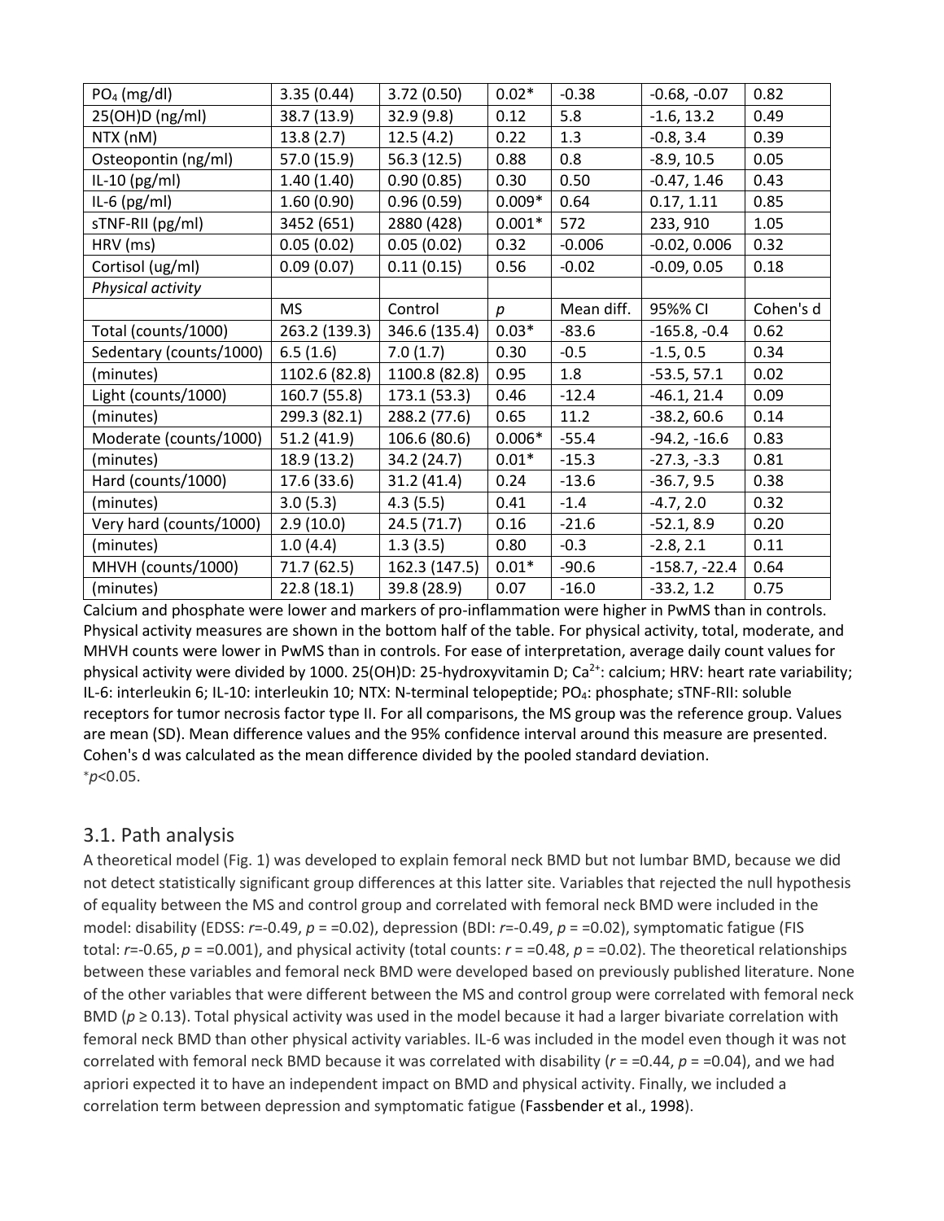| $PO_4$ (mg/dl) | 3.35 (0.44) | 3.72 (0.50) | 0.02* | -0.38 | -0.68, -0.07 | 0.82 |
|---|---|---|---|---|---|---|
| 25(OH)D (ng/ml) | 38.7 (13.9) | 32.9 (9.8) | 0.12 | 5.8 | -1.6, 13.2 | 0.49 |
| NTX (nM) | 13.8 (2.7) | 12.5 (4.2) | 0.22 | 1.3 | -0.8, 3.4 | 0.39 |
| Osteopontin (ng/ml) | 57.0 (15.9) | 56.3 (12.5) | 0.88 | 0.8 | -8.9, 10.5 | 0.05 |
| IL-10 (pg/ml) | 1.40 (1.40) | 0.90 (0.85) | 0.30 | 0.50 | -0.47, 1.46 | 0.43 |
| IL-6 (pg/ml) | 1.60 (0.90) | 0.96 (0.59) | 0.009* | 0.64 | 0.17, 1.11 | 0.85 |
| sTNF-RII (pg/ml) | 3452 (651) | 2880 (428) | 0.001* | 572 | 233, 910 | 1.05 |
| HRV (ms) | 0.05 (0.02) | 0.05 (0.02) | 0.32 | -0.006 | -0.02, 0.006 | 0.32 |
| Cortisol (ug/ml) | 0.09 (0.07) | 0.11 (0.15) | 0.56 | -0.02 | -0.09, 0.05 | 0.18 |
| *Physical activity* | | | | | | |
| | MS | Control | *p* | Mean diff. | 95%% CI | Cohen's d |
| Total (counts/1000) | 263.2 (139.3) | 346.6 (135.4) | 0.03* | -83.6 | -165.8, -0.4 | 0.62 |
| Sedentary (counts/1000) | 6.5 (1.6) | 7.0 (1.7) | 0.30 | -0.5 | -1.5, 0.5 | 0.34 |
| (minutes) | 1102.6 (82.8) | 1100.8 (82.8) | 0.95 | 1.8 | -53.5, 57.1 | 0.02 |
| Light (counts/1000) | 160.7 (55.8) | 173.1 (53.3) | 0.46 | -12.4 | -46.1, 21.4 | 0.09 |
| (minutes) | 299.3 (82.1) | 288.2 (77.6) | 0.65 | 11.2 | -38.2, 60.6 | 0.14 |
| Moderate (counts/1000) | 51.2 (41.9) | 106.6 (80.6) | 0.006* | -55.4 | -94.2, -16.6 | 0.83 |
| (minutes) | 18.9 (13.2) | 34.2 (24.7) | 0.01* | -15.3 | -27.3, -3.3 | 0.81 |
| Hard (counts/1000) | 17.6 (33.6) | 31.2 (41.4) | 0.24 | -13.6 | -36.7, 9.5 | 0.38 |
| (minutes) | 3.0 (5.3) | 4.3 (5.5) | 0.41 | -1.4 | -4.7, 2.0 | 0.32 |
| Very hard (counts/1000) | 2.9 (10.0) | 24.5 (71.7) | 0.16 | -21.6 | -52.1, 8.9 | 0.20 |
| (minutes) | 1.0 (4.4) | 1.3 (3.5) | 0.80 | -0.3 | -2.8, 2.1 | 0.11 |
| MHVH (counts/1000) | 71.7 (62.5) | 162.3 (147.5) | 0.01* | -90.6 | -158.7, -22.4 | 0.64 |
| (minutes) | 22.8 (18.1) | 39.8 (28.9) | 0.07 | -16.0 | -33.2, 1.2 | 0.75 |

Calcium and phosphate were lower and markers of pro-inflammation were higher in PwMS than in controls. Physical activity measures are shown in the bottom half of the table. For physical activity, total, moderate, and MHVH counts were lower in PwMS than in controls. For ease of interpretation, average daily count values for physical activity were divided by 1000. 25(OH)D: 25-hydroxyvitamin D; $Ca^{2+}$: calcium; HRV: heart rate variability; IL-6: interleukin 6; IL-10: interleukin 10; NTX: N-terminal telopeptide; $PO_4$: phosphate; sTNF-RII: soluble receptors for tumor necrosis factor type II. For all comparisons, the MS group was the reference group. Values are mean (SD). Mean difference values and the 95% confidence interval around this measure are presented. Cohen's d was calculated as the mean difference divided by the pooled standard deviation.
*$p<0.05$.

## 3.1. Path analysis

A theoretical model (Fig. 1) was developed to explain femoral neck BMD but not lumbar BMD, because we did not detect statistically significant group differences at this latter site. Variables that rejected the null hypothesis of equality between the MS and control group and correlated with femoral neck BMD were included in the model: disability (EDSS: $r$=-0.49, $p$ = =0.02), depression (BDI: $r$=-0.49, $p$ = =0.02), symptomatic fatigue (FIS total: $r$=-0.65, $p$ = =0.001), and physical activity (total counts: $r$ = =0.48, $p$ = =0.02). The theoretical relationships between these variables and femoral neck BMD were developed based on previously published literature. None of the other variables that were different between the MS and control group were correlated with femoral neck BMD ($p \geq 0.13$). Total physical activity was used in the model because it had a larger bivariate correlation with femoral neck BMD than other physical activity variables. IL-6 was included in the model even though it was not correlated with femoral neck BMD because it was correlated with disability ($r$ = =0.44, $p$ = =0.04), and we had apriori expected it to have an independent impact on BMD and physical activity. Finally, we included a correlation term between depression and symptomatic fatigue (Fassbender et al., 1998).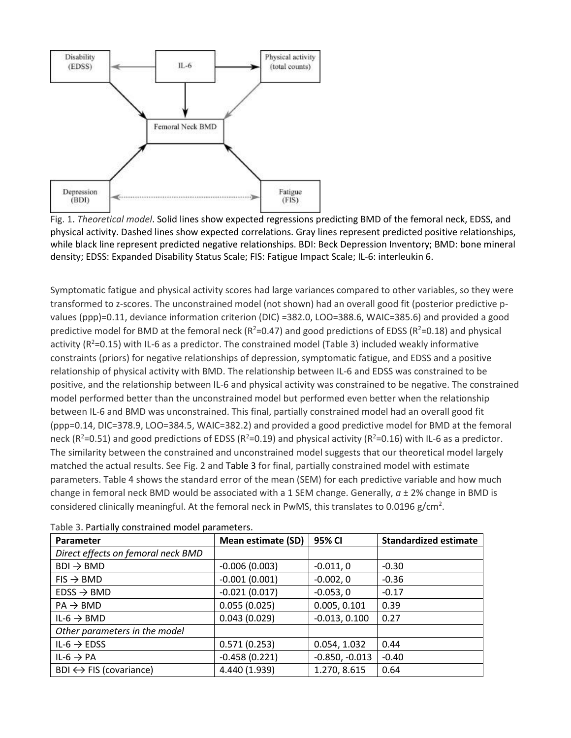Fig. 1. *Theoretical model*. Solid lines show expected regressions predicting BMD of the femoral neck, EDSS, and physical activity. Dashed lines show expected correlations. Gray lines represent predicted positive relationships, while black line represent predicted negative relationships. BDI: Beck Depression Inventory; BMD: bone mineral density; EDSS: Expanded Disability Status Scale; FIS: Fatigue Impact Scale; IL-6: interleukin 6.

Symptomatic fatigue and physical activity scores had large variances compared to other variables, so they were transformed to z-scores. The unconstrained model (not shown) had an overall good fit (posterior predictive p-values (ppp)=0.11, deviance information criterion (DIC) =382.0, LOO=388.6, WAIC=385.6) and provided a good predictive model for BMD at the femoral neck ($R^2$=0.47) and good predictions of EDSS ($R^2$=0.18) and physical activity ($R^2$=0.15) with IL-6 as a predictor. The constrained model (Table 3) included weakly informative constraints (priors) for negative relationships of depression, symptomatic fatigue, and EDSS and a positive relationship of physical activity with BMD. The relationship between IL-6 and EDSS was constrained to be positive, and the relationship between IL-6 and physical activity was constrained to be negative. The constrained model performed better than the unconstrained model but performed even better when the relationship between IL-6 and BMD was unconstrained. This final, partially constrained model had an overall good fit (ppp=0.14, DIC=378.9, LOO=384.5, WAIC=382.2) and provided a good predictive model for BMD at the femoral neck ($R^2$=0.51) and good predictions of EDSS ($R^2$=0.19) and physical activity ($R^2$=0.16) with IL-6 as a predictor. The similarity between the constrained and unconstrained model suggests that our theoretical model largely matched the actual results. See Fig. 2 and Table 3 for final, partially constrained model with estimate parameters. Table 4 shows the standard error of the mean (SEM) for each predictive variable and how much change in femoral neck BMD would be associated with a 1 SEM change. Generally, *a* ± 2% change in BMD is considered clinically meaningful. At the femoral neck in PwMS, this translates to 0.0196 g/cm$^2$.

Table 3. Partially constrained model parameters.

| Parameter | Mean estimate (SD) | 95% CI | Standardized estimate |
|---|---|---|---|
| *Direct effects on femoral neck BMD* | | | |
| BDI → BMD | -0.006 (0.003) | -0.011, 0 | -0.30 |
| FIS → BMD | -0.001 (0.001) | -0.002, 0 | -0.36 |
| EDSS → BMD | -0.021 (0.017) | -0.053, 0 | -0.17 |
| PA → BMD | 0.055 (0.025) | 0.005, 0.101 | 0.39 |
| IL-6 → BMD | 0.043 (0.029) | -0.013, 0.100 | 0.27 |
| *Other parameters in the model* | | | |
| IL-6 → EDSS | 0.571 (0.253) | 0.054, 1.032 | 0.44 |
| IL-6 → PA | -0.458 (0.221) | -0.850, -0.013 | -0.40 |
| BDI ↔ FIS (covariance) | 4.440 (1.939) | 1.270, 8.615 | 0.64 |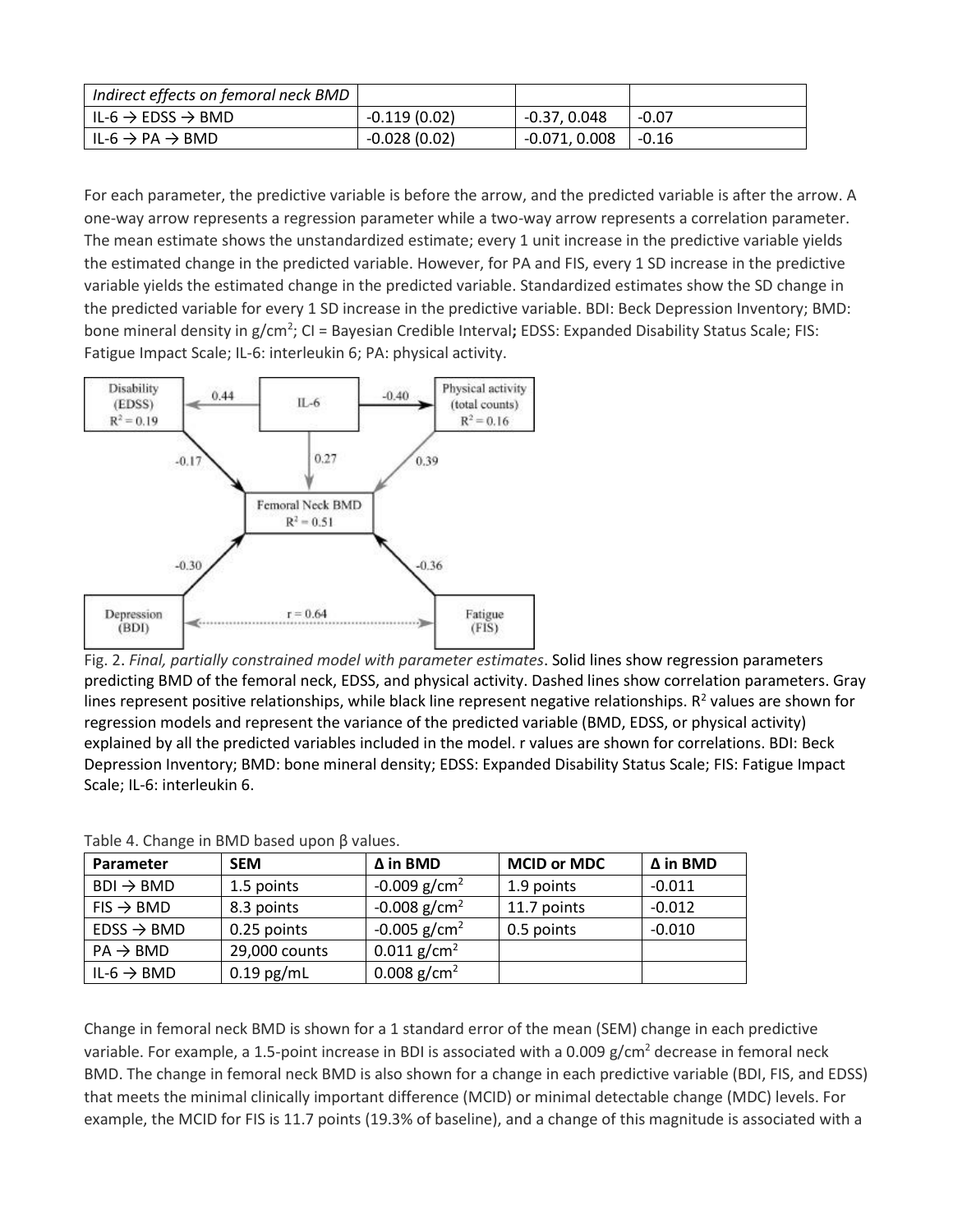| Indirect effects on femoral neck BMD | | | |
|---|---|---|---|
| IL-6 → EDSS → BMD | -0.119 (0.02) | -0.37, 0.048 | -0.07 |
| IL-6 → PA → BMD | -0.028 (0.02) | -0.071, 0.008 | -0.16 |

For each parameter, the predictive variable is before the arrow, and the predicted variable is after the arrow. A one-way arrow represents a regression parameter while a two-way arrow represents a correlation parameter. The mean estimate shows the unstandardized estimate; every 1 unit increase in the predictive variable yields the estimated change in the predicted variable. However, for PA and FIS, every 1 SD increase in the predictive variable yields the estimated change in the predicted variable. Standardized estimates show the SD change in the predicted variable for every 1 SD increase in the predictive variable. BDI: Beck Depression Inventory; BMD: bone mineral density in g/cm$^2$; CI = Bayesian Credible Interval**;** EDSS: Expanded Disability Status Scale; FIS: Fatigue Impact Scale; IL-6: interleukin 6; PA: physical activity.

Fig. 2. *Final, partially constrained model with parameter estimates*. Solid lines show regression parameters predicting BMD of the femoral neck, EDSS, and physical activity. Dashed lines show correlation parameters. Gray lines represent positive relationships, while black line represent negative relationships. $R^2$ values are shown for regression models and represent the variance of the predicted variable (BMD, EDSS, or physical activity) explained by all the predicted variables included in the model. r values are shown for correlations. BDI: Beck Depression Inventory; BMD: bone mineral density; EDSS: Expanded Disability Status Scale; FIS: Fatigue Impact Scale; IL-6: interleukin 6.

Table 4. Change in BMD based upon β values.

| Parameter | SEM | Δ in BMD | MCID or MDC | Δ in BMD |
|---|---|---|---|---|
| BDI → BMD | 1.5 points | -0.009 g/cm$^2$ | 1.9 points | -0.011 |
| FIS → BMD | 8.3 points | -0.008 g/cm$^2$ | 11.7 points | -0.012 |
| EDSS → BMD | 0.25 points | -0.005 g/cm$^2$ | 0.5 points | -0.010 |
| PA → BMD | 29,000 counts | 0.011 g/cm$^2$ | | |
| IL-6 → BMD | 0.19 pg/mL | 0.008 g/cm$^2$ | | |

Change in femoral neck BMD is shown for a 1 standard error of the mean (SEM) change in each predictive variable. For example, a 1.5-point increase in BDI is associated with a 0.009 g/cm$^2$ decrease in femoral neck BMD. The change in femoral neck BMD is also shown for a change in each predictive variable (BDI, FIS, and EDSS) that meets the minimal clinically important difference (MCID) or minimal detectable change (MDC) levels. For example, the MCID for FIS is 11.7 points (19.3% of baseline), and a change of this magnitude is associated with a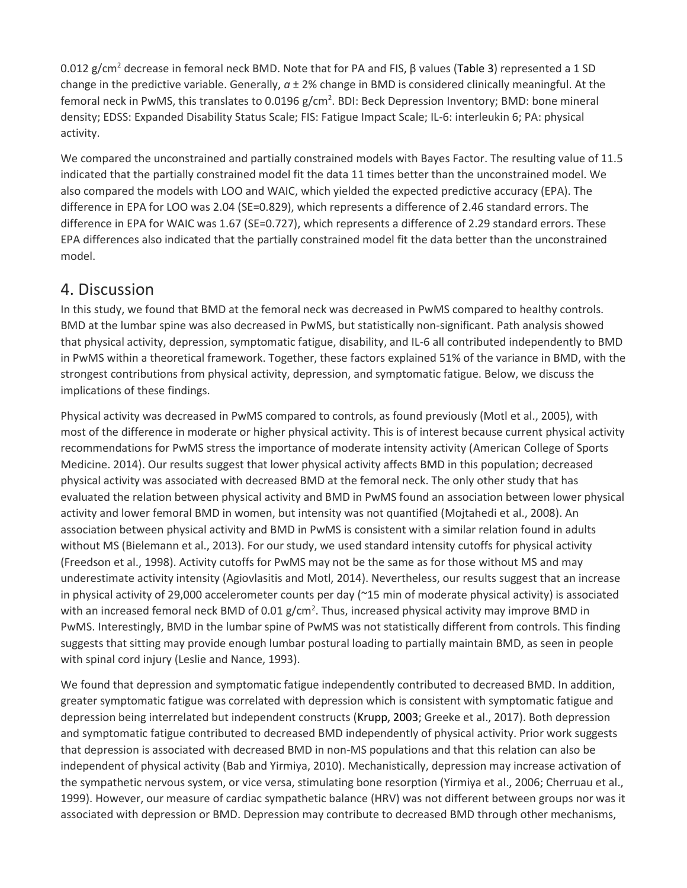0.012 g/cm$^2$ decrease in femoral neck BMD. Note that for PA and FIS, β values (Table 3) represented a 1 SD change in the predictive variable. Generally, *a* ± 2% change in BMD is considered clinically meaningful. At the femoral neck in PwMS, this translates to 0.0196 g/cm$^2$. BDI: Beck Depression Inventory; BMD: bone mineral density; EDSS: Expanded Disability Status Scale; FIS: Fatigue Impact Scale; IL-6: interleukin 6; PA: physical activity.

We compared the unconstrained and partially constrained models with Bayes Factor. The resulting value of 11.5 indicated that the partially constrained model fit the data 11 times better than the unconstrained model. We also compared the models with LOO and WAIC, which yielded the expected predictive accuracy (EPA). The difference in EPA for LOO was 2.04 (SE=0.829), which represents a difference of 2.46 standard errors. The difference in EPA for WAIC was 1.67 (SE=0.727), which represents a difference of 2.29 standard errors. These EPA differences also indicated that the partially constrained model fit the data better than the unconstrained model.

# 4. Discussion

In this study, we found that BMD at the femoral neck was decreased in PwMS compared to healthy controls. BMD at the lumbar spine was also decreased in PwMS, but statistically non-significant. Path analysis showed that physical activity, depression, symptomatic fatigue, disability, and IL-6 all contributed independently to BMD in PwMS within a theoretical framework. Together, these factors explained 51% of the variance in BMD, with the strongest contributions from physical activity, depression, and symptomatic fatigue. Below, we discuss the implications of these findings.

Physical activity was decreased in PwMS compared to controls, as found previously (Motl et al., 2005), with most of the difference in moderate or higher physical activity. This is of interest because current physical activity recommendations for PwMS stress the importance of moderate intensity activity (American College of Sports Medicine. 2014). Our results suggest that lower physical activity affects BMD in this population; decreased physical activity was associated with decreased BMD at the femoral neck. The only other study that has evaluated the relation between physical activity and BMD in PwMS found an association between lower physical activity and lower femoral BMD in women, but intensity was not quantified (Mojtahedi et al., 2008). An association between physical activity and BMD in PwMS is consistent with a similar relation found in adults without MS (Bielemann et al., 2013). For our study, we used standard intensity cutoffs for physical activity (Freedson et al., 1998). Activity cutoffs for PwMS may not be the same as for those without MS and may underestimate activity intensity (Agiovlasitis and Motl, 2014). Nevertheless, our results suggest that an increase in physical activity of 29,000 accelerometer counts per day (~15 min of moderate physical activity) is associated with an increased femoral neck BMD of 0.01 g/cm$^2$. Thus, increased physical activity may improve BMD in PwMS. Interestingly, BMD in the lumbar spine of PwMS was not statistically different from controls. This finding suggests that sitting may provide enough lumbar postural loading to partially maintain BMD, as seen in people with spinal cord injury (Leslie and Nance, 1993).

We found that depression and symptomatic fatigue independently contributed to decreased BMD. In addition, greater symptomatic fatigue was correlated with depression which is consistent with symptomatic fatigue and depression being interrelated but independent constructs (Krupp, 2003; Greeke et al., 2017). Both depression and symptomatic fatigue contributed to decreased BMD independently of physical activity. Prior work suggests that depression is associated with decreased BMD in non-MS populations and that this relation can also be independent of physical activity (Bab and Yirmiya, 2010). Mechanistically, depression may increase activation of the sympathetic nervous system, or vice versa, stimulating bone resorption (Yirmiya et al., 2006; Cherruau et al., 1999). However, our measure of cardiac sympathetic balance (HRV) was not different between groups nor was it associated with depression or BMD. Depression may contribute to decreased BMD through other mechanisms,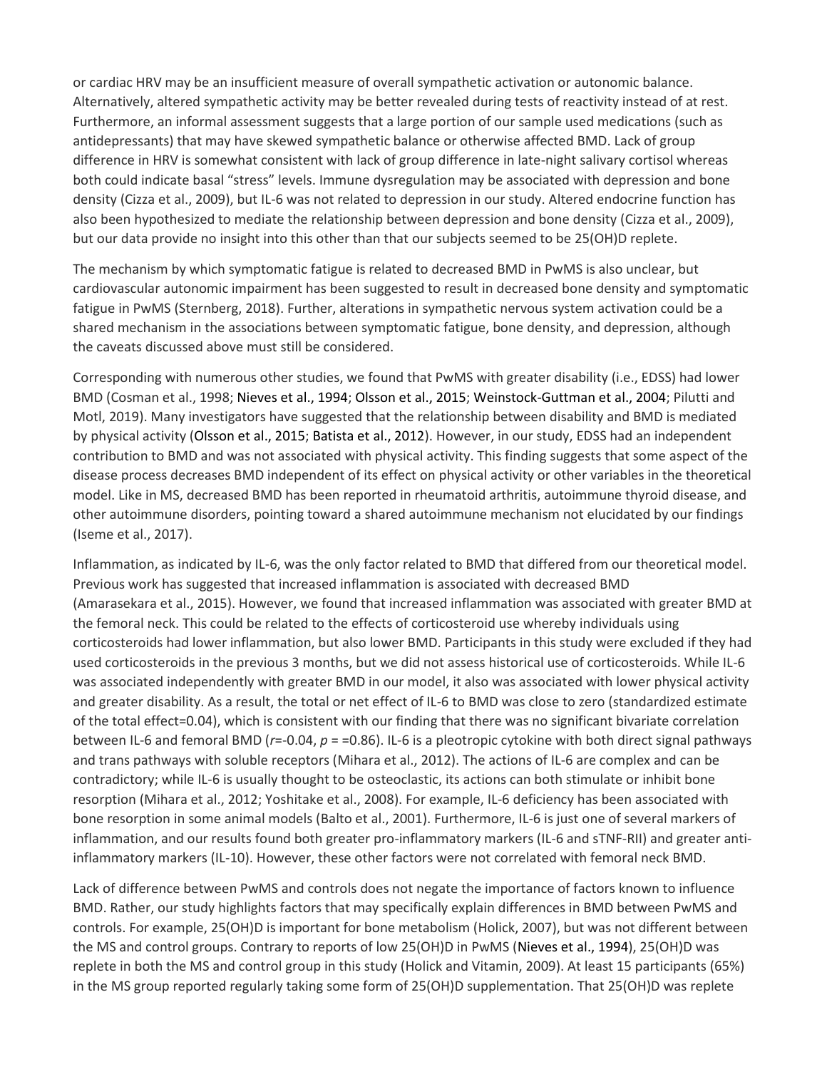or cardiac HRV may be an insufficient measure of overall sympathetic activation or autonomic balance. Alternatively, altered sympathetic activity may be better revealed during tests of reactivity instead of at rest. Furthermore, an informal assessment suggests that a large portion of our sample used medications (such as antidepressants) that may have skewed sympathetic balance or otherwise affected BMD. Lack of group difference in HRV is somewhat consistent with lack of group difference in late-night salivary cortisol whereas both could indicate basal "stress" levels. Immune dysregulation may be associated with depression and bone density (Cizza et al., 2009), but IL-6 was not related to depression in our study. Altered endocrine function has also been hypothesized to mediate the relationship between depression and bone density (Cizza et al., 2009), but our data provide no insight into this other than that our subjects seemed to be 25(OH)D replete.

The mechanism by which symptomatic fatigue is related to decreased BMD in PwMS is also unclear, but cardiovascular autonomic impairment has been suggested to result in decreased bone density and symptomatic fatigue in PwMS (Sternberg, 2018). Further, alterations in sympathetic nervous system activation could be a shared mechanism in the associations between symptomatic fatigue, bone density, and depression, although the caveats discussed above must still be considered.

Corresponding with numerous other studies, we found that PwMS with greater disability (i.e., EDSS) had lower BMD (Cosman et al., 1998; Nieves et al., 1994; Olsson et al., 2015; Weinstock-Guttman et al., 2004; Pilutti and Motl, 2019). Many investigators have suggested that the relationship between disability and BMD is mediated by physical activity (Olsson et al., 2015; Batista et al., 2012). However, in our study, EDSS had an independent contribution to BMD and was not associated with physical activity. This finding suggests that some aspect of the disease process decreases BMD independent of its effect on physical activity or other variables in the theoretical model. Like in MS, decreased BMD has been reported in rheumatoid arthritis, autoimmune thyroid disease, and other autoimmune disorders, pointing toward a shared autoimmune mechanism not elucidated by our findings (Iseme et al., 2017).

Inflammation, as indicated by IL-6, was the only factor related to BMD that differed from our theoretical model. Previous work has suggested that increased inflammation is associated with decreased BMD (Amarasekara et al., 2015). However, we found that increased inflammation was associated with greater BMD at the femoral neck. This could be related to the effects of corticosteroid use whereby individuals using corticosteroids had lower inflammation, but also lower BMD. Participants in this study were excluded if they had used corticosteroids in the previous 3 months, but we did not assess historical use of corticosteroids. While IL-6 was associated independently with greater BMD in our model, it also was associated with lower physical activity and greater disability. As a result, the total or net effect of IL-6 to BMD was close to zero (standardized estimate of the total effect=0.04), which is consistent with our finding that there was no significant bivariate correlation between IL-6 and femoral BMD ($r$=-0.04, $p$ = =0.86). IL-6 is a pleotropic cytokine with both direct signal pathways and trans pathways with soluble receptors (Mihara et al., 2012). The actions of IL-6 are complex and can be contradictory; while IL-6 is usually thought to be osteoclastic, its actions can both stimulate or inhibit bone resorption (Mihara et al., 2012; Yoshitake et al., 2008). For example, IL-6 deficiency has been associated with bone resorption in some animal models (Balto et al., 2001). Furthermore, IL-6 is just one of several markers of inflammation, and our results found both greater pro-inflammatory markers (IL-6 and sTNF-RII) and greater anti-inflammatory markers (IL-10). However, these other factors were not correlated with femoral neck BMD.

Lack of difference between PwMS and controls does not negate the importance of factors known to influence BMD. Rather, our study highlights factors that may specifically explain differences in BMD between PwMS and controls. For example, 25(OH)D is important for bone metabolism (Holick, 2007), but was not different between the MS and control groups. Contrary to reports of low 25(OH)D in PwMS (Nieves et al., 1994), 25(OH)D was replete in both the MS and control group in this study (Holick and Vitamin, 2009). At least 15 participants (65%) in the MS group reported regularly taking some form of 25(OH)D supplementation. That 25(OH)D was replete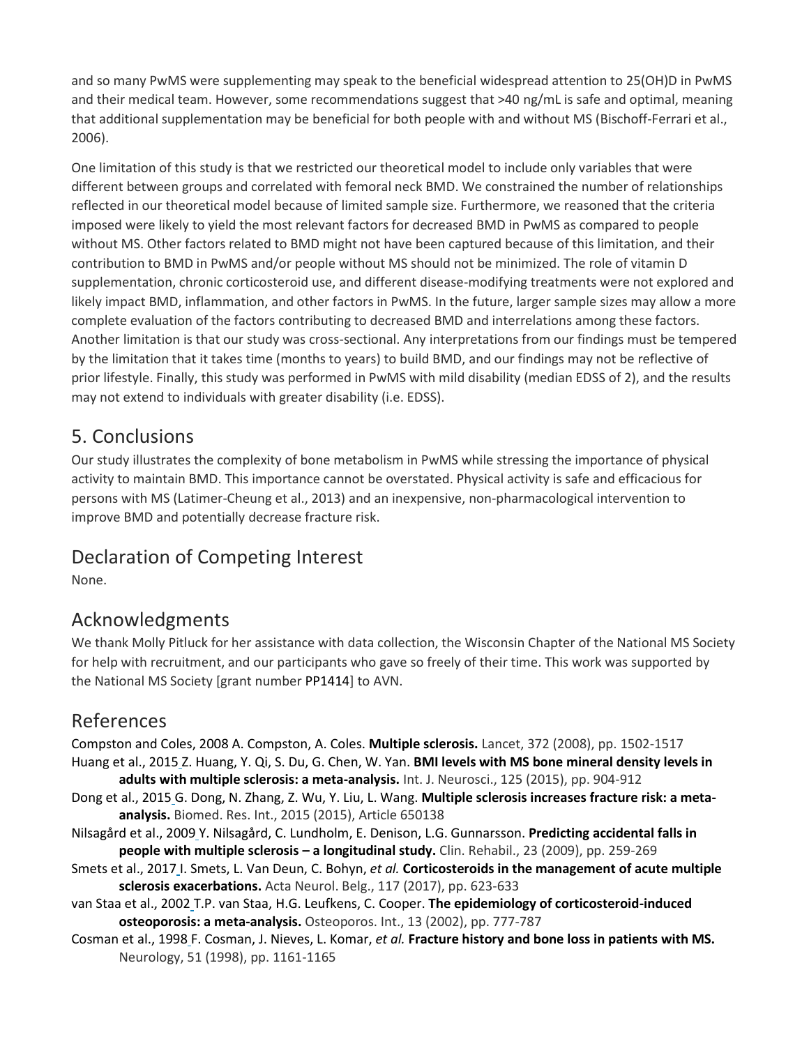and so many PwMS were supplementing may speak to the beneficial widespread attention to 25(OH)D in PwMS and their medical team. However, some recommendations suggest that >40 ng/mL is safe and optimal, meaning that additional supplementation may be beneficial for both people with and without MS (Bischoff-Ferrari et al., 2006).

One limitation of this study is that we restricted our theoretical model to include only variables that were different between groups and correlated with femoral neck BMD. We constrained the number of relationships reflected in our theoretical model because of limited sample size. Furthermore, we reasoned that the criteria imposed were likely to yield the most relevant factors for decreased BMD in PwMS as compared to people without MS. Other factors related to BMD might not have been captured because of this limitation, and their contribution to BMD in PwMS and/or people without MS should not be minimized. The role of vitamin D supplementation, chronic corticosteroid use, and different disease-modifying treatments were not explored and likely impact BMD, inflammation, and other factors in PwMS. In the future, larger sample sizes may allow a more complete evaluation of the factors contributing to decreased BMD and interrelations among these factors. Another limitation is that our study was cross-sectional. Any interpretations from our findings must be tempered by the limitation that it takes time (months to years) to build BMD, and our findings may not be reflective of prior lifestyle. Finally, this study was performed in PwMS with mild disability (median EDSS of 2), and the results may not extend to individuals with greater disability (i.e. EDSS).

## 5. Conclusions

Our study illustrates the complexity of bone metabolism in PwMS while stressing the importance of physical activity to maintain BMD. This importance cannot be overstated. Physical activity is safe and efficacious for persons with MS (Latimer-Cheung et al., 2013) and an inexpensive, non-pharmacological intervention to improve BMD and potentially decrease fracture risk.

## Declaration of Competing Interest

None.

## Acknowledgments

We thank Molly Pitluck for her assistance with data collection, the Wisconsin Chapter of the National MS Society for help with recruitment, and our participants who gave so freely of their time. This work was supported by the National MS Society [grant number PP1414] to AVN.

## References

Compston and Coles, 2008 A. Compston, A. Coles. **Multiple sclerosis.** Lancet, 372 (2008), pp. 1502-1517

Huang et al., 2015 Z. Huang, Y. Qi, S. Du, G. Chen, W. Yan. **BMI levels with MS bone mineral density levels in adults with multiple sclerosis: a meta-analysis.** Int. J. Neurosci., 125 (2015), pp. 904-912

Dong et al., 2015 G. Dong, N. Zhang, Z. Wu, Y. Liu, L. Wang. **Multiple sclerosis increases fracture risk: a meta-analysis.** Biomed. Res. Int., 2015 (2015), Article 650138

Nilsagård et al., 2009 Y. Nilsagård, C. Lundholm, E. Denison, L.G. Gunnarsson. **Predicting accidental falls in people with multiple sclerosis – a longitudinal study.** Clin. Rehabil., 23 (2009), pp. 259-269

Smets et al., 2017 I. Smets, L. Van Deun, C. Bohyn, *et al.* **Corticosteroids in the management of acute multiple sclerosis exacerbations.** Acta Neurol. Belg., 117 (2017), pp. 623-633

van Staa et al., 2002 T.P. van Staa, H.G. Leufkens, C. Cooper. **The epidemiology of corticosteroid-induced osteoporosis: a meta-analysis.** Osteoporos. Int., 13 (2002), pp. 777-787

Cosman et al., 1998 F. Cosman, J. Nieves, L. Komar, *et al.* **Fracture history and bone loss in patients with MS.** Neurology, 51 (1998), pp. 1161-1165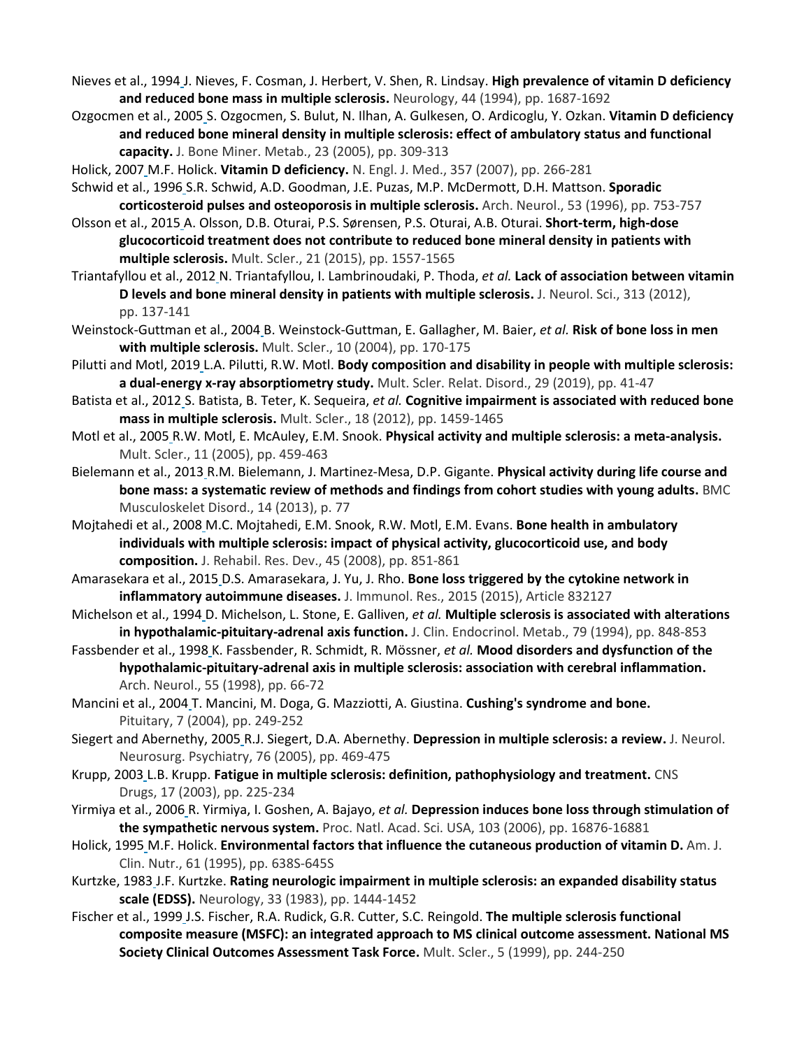Nieves et al., 1994 J. Nieves, F. Cosman, J. Herbert, V. Shen, R. Lindsay. **High prevalence of vitamin D deficiency and reduced bone mass in multiple sclerosis.** Neurology, 44 (1994), pp. 1687-1692

Ozgocmen et al., 2005 S. Ozgocmen, S. Bulut, N. Ilhan, A. Gulkesen, O. Ardicoglu, Y. Ozkan. **Vitamin D deficiency and reduced bone mineral density in multiple sclerosis: effect of ambulatory status and functional capacity.** J. Bone Miner. Metab., 23 (2005), pp. 309-313

Holick, 2007 M.F. Holick. **Vitamin D deficiency.** N. Engl. J. Med., 357 (2007), pp. 266-281

Schwid et al., 1996 S.R. Schwid, A.D. Goodman, J.E. Puzas, M.P. McDermott, D.H. Mattson. **Sporadic corticosteroid pulses and osteoporosis in multiple sclerosis.** Arch. Neurol., 53 (1996), pp. 753-757

Olsson et al., 2015 A. Olsson, D.B. Oturai, P.S. Sørensen, P.S. Oturai, A.B. Oturai. **Short-term, high-dose glucocorticoid treatment does not contribute to reduced bone mineral density in patients with multiple sclerosis.** Mult. Scler., 21 (2015), pp. 1557-1565

Triantafyllou et al., 2012 N. Triantafyllou, I. Lambrinoudaki, P. Thoda, *et al.* **Lack of association between vitamin D levels and bone mineral density in patients with multiple sclerosis.** J. Neurol. Sci., 313 (2012), pp. 137-141

Weinstock-Guttman et al., 2004 B. Weinstock-Guttman, E. Gallagher, M. Baier, *et al.* **Risk of bone loss in men with multiple sclerosis.** Mult. Scler., 10 (2004), pp. 170-175

Pilutti and Motl, 2019 L.A. Pilutti, R.W. Motl. **Body composition and disability in people with multiple sclerosis: a dual-energy x-ray absorptiometry study.** Mult. Scler. Relat. Disord., 29 (2019), pp. 41-47

Batista et al., 2012 S. Batista, B. Teter, K. Sequeira, *et al.* **Cognitive impairment is associated with reduced bone mass in multiple sclerosis.** Mult. Scler., 18 (2012), pp. 1459-1465

Motl et al., 2005 R.W. Motl, E. McAuley, E.M. Snook. **Physical activity and multiple sclerosis: a meta-analysis.** Mult. Scler., 11 (2005), pp. 459-463

Bielemann et al., 2013 R.M. Bielemann, J. Martinez-Mesa, D.P. Gigante. **Physical activity during life course and bone mass: a systematic review of methods and findings from cohort studies with young adults.** BMC Musculoskelet Disord., 14 (2013), p. 77

Mojtahedi et al., 2008 M.C. Mojtahedi, E.M. Snook, R.W. Motl, E.M. Evans. **Bone health in ambulatory individuals with multiple sclerosis: impact of physical activity, glucocorticoid use, and body composition.** J. Rehabil. Res. Dev., 45 (2008), pp. 851-861

Amarasekara et al., 2015 D.S. Amarasekara, J. Yu, J. Rho. **Bone loss triggered by the cytokine network in inflammatory autoimmune diseases.** J. Immunol. Res., 2015 (2015), Article 832127

Michelson et al., 1994 D. Michelson, L. Stone, E. Galliven, *et al.* **Multiple sclerosis is associated with alterations in hypothalamic-pituitary-adrenal axis function.** J. Clin. Endocrinol. Metab., 79 (1994), pp. 848-853

Fassbender et al., 1998 K. Fassbender, R. Schmidt, R. Mössner, *et al.* **Mood disorders and dysfunction of the hypothalamic-pituitary-adrenal axis in multiple sclerosis: association with cerebral inflammation.** Arch. Neurol., 55 (1998), pp. 66-72

Mancini et al., 2004 T. Mancini, M. Doga, G. Mazziotti, A. Giustina. **Cushing's syndrome and bone.** Pituitary, 7 (2004), pp. 249-252

Siegert and Abernethy, 2005 R.J. Siegert, D.A. Abernethy. **Depression in multiple sclerosis: a review.** J. Neurol. Neurosurg. Psychiatry, 76 (2005), pp. 469-475

Krupp, 2003 L.B. Krupp. **Fatigue in multiple sclerosis: definition, pathophysiology and treatment.** CNS Drugs, 17 (2003), pp. 225-234

Yirmiya et al., 2006 R. Yirmiya, I. Goshen, A. Bajayo, *et al.* **Depression induces bone loss through stimulation of the sympathetic nervous system.** Proc. Natl. Acad. Sci. USA, 103 (2006), pp. 16876-16881

Holick, 1995 M.F. Holick. **Environmental factors that influence the cutaneous production of vitamin D.** Am. J. Clin. Nutr., 61 (1995), pp. 638S-645S

Kurtzke, 1983 J.F. Kurtzke. **Rating neurologic impairment in multiple sclerosis: an expanded disability status scale (EDSS).** Neurology, 33 (1983), pp. 1444-1452

Fischer et al., 1999 J.S. Fischer, R.A. Rudick, G.R. Cutter, S.C. Reingold. **The multiple sclerosis functional composite measure (MSFC): an integrated approach to MS clinical outcome assessment. National MS Society Clinical Outcomes Assessment Task Force.** Mult. Scler., 5 (1999), pp. 244-250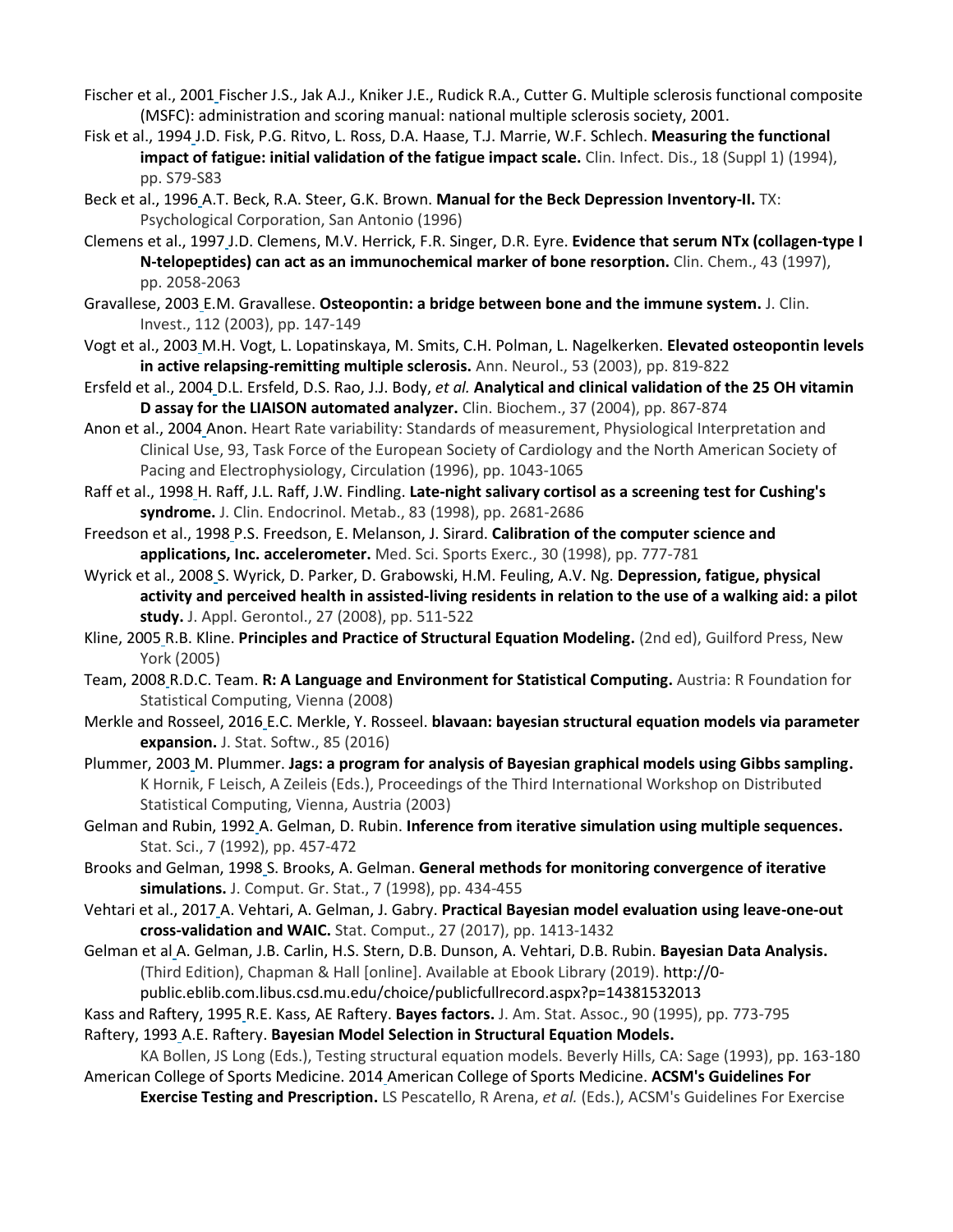Fischer et al., 2001 Fischer J.S., Jak A.J., Kniker J.E., Rudick R.A., Cutter G. Multiple sclerosis functional composite (MSFC): administration and scoring manual: national multiple sclerosis society, 2001.

Fisk et al., 1994 J.D. Fisk, P.G. Ritvo, L. Ross, D.A. Haase, T.J. Marrie, W.F. Schlech. **Measuring the functional impact of fatigue: initial validation of the fatigue impact scale.** Clin. Infect. Dis., 18 (Suppl 1) (1994), pp. S79-S83

Beck et al., 1996 A.T. Beck, R.A. Steer, G.K. Brown. **Manual for the Beck Depression Inventory-II.** TX: Psychological Corporation, San Antonio (1996)

Clemens et al., 1997 J.D. Clemens, M.V. Herrick, F.R. Singer, D.R. Eyre. **Evidence that serum NTx (collagen-type I N-telopeptides) can act as an immunochemical marker of bone resorption.** Clin. Chem., 43 (1997), pp. 2058-2063

Gravallese, 2003 E.M. Gravallese. **Osteopontin: a bridge between bone and the immune system.** J. Clin. Invest., 112 (2003), pp. 147-149

Vogt et al., 2003 M.H. Vogt, L. Lopatinskaya, M. Smits, C.H. Polman, L. Nagelkerken. **Elevated osteopontin levels in active relapsing-remitting multiple sclerosis.** Ann. Neurol., 53 (2003), pp. 819-822

Ersfeld et al., 2004 D.L. Ersfeld, D.S. Rao, J.J. Body, *et al.* **Analytical and clinical validation of the 25 OH vitamin D assay for the LIAISON automated analyzer.** Clin. Biochem., 37 (2004), pp. 867-874

Anon et al., 2004 Anon. Heart Rate variability: Standards of measurement, Physiological Interpretation and Clinical Use, 93, Task Force of the European Society of Cardiology and the North American Society of Pacing and Electrophysiology, Circulation (1996), pp. 1043-1065

Raff et al., 1998 H. Raff, J.L. Raff, J.W. Findling. **Late-night salivary cortisol as a screening test for Cushing's syndrome.** J. Clin. Endocrinol. Metab., 83 (1998), pp. 2681-2686

Freedson et al., 1998 P.S. Freedson, E. Melanson, J. Sirard. **Calibration of the computer science and applications, Inc. accelerometer.** Med. Sci. Sports Exerc., 30 (1998), pp. 777-781

Wyrick et al., 2008 S. Wyrick, D. Parker, D. Grabowski, H.M. Feuling, A.V. Ng. **Depression, fatigue, physical activity and perceived health in assisted-living residents in relation to the use of a walking aid: a pilot study.** J. Appl. Gerontol., 27 (2008), pp. 511-522

Kline, 2005 R.B. Kline. **Principles and Practice of Structural Equation Modeling.** (2nd ed), Guilford Press, New York (2005)

Team, 2008 R.D.C. Team. **R: A Language and Environment for Statistical Computing.** Austria: R Foundation for Statistical Computing, Vienna (2008)

Merkle and Rosseel, 2016 E.C. Merkle, Y. Rosseel. **blavaan: bayesian structural equation models via parameter expansion.** J. Stat. Softw., 85 (2016)

Plummer, 2003 M. Plummer. **Jags: a program for analysis of Bayesian graphical models using Gibbs sampling.** K Hornik, F Leisch, A Zeileis (Eds.), Proceedings of the Third International Workshop on Distributed Statistical Computing, Vienna, Austria (2003)

Gelman and Rubin, 1992 A. Gelman, D. Rubin. **Inference from iterative simulation using multiple sequences.** Stat. Sci., 7 (1992), pp. 457-472

Brooks and Gelman, 1998 S. Brooks, A. Gelman. **General methods for monitoring convergence of iterative simulations.** J. Comput. Gr. Stat., 7 (1998), pp. 434-455

Vehtari et al., 2017 A. Vehtari, A. Gelman, J. Gabry. **Practical Bayesian model evaluation using leave-one-out cross-validation and WAIC.** Stat. Comput., 27 (2017), pp. 1413-1432

Gelman et al A. Gelman, J.B. Carlin, H.S. Stern, D.B. Dunson, A. Vehtari, D.B. Rubin. **Bayesian Data Analysis.** (Third Edition), Chapman & Hall [online]. Available at Ebook Library (2019). http://0-public.eblib.com.libus.csd.mu.edu/choice/publicfullrecord.aspx?p=14381532013

Kass and Raftery, 1995 R.E. Kass, AE Raftery. **Bayes factors.** J. Am. Stat. Assoc., 90 (1995), pp. 773-795

Raftery, 1993 A.E. Raftery. **Bayesian Model Selection in Structural Equation Models.** KA Bollen, JS Long (Eds.), Testing structural equation models. Beverly Hills, CA: Sage (1993), pp. 163-180

American College of Sports Medicine. 2014 American College of Sports Medicine. **ACSM's Guidelines For Exercise Testing and Prescription.** LS Pescatello, R Arena, *et al.* (Eds.), ACSM's Guidelines For Exercise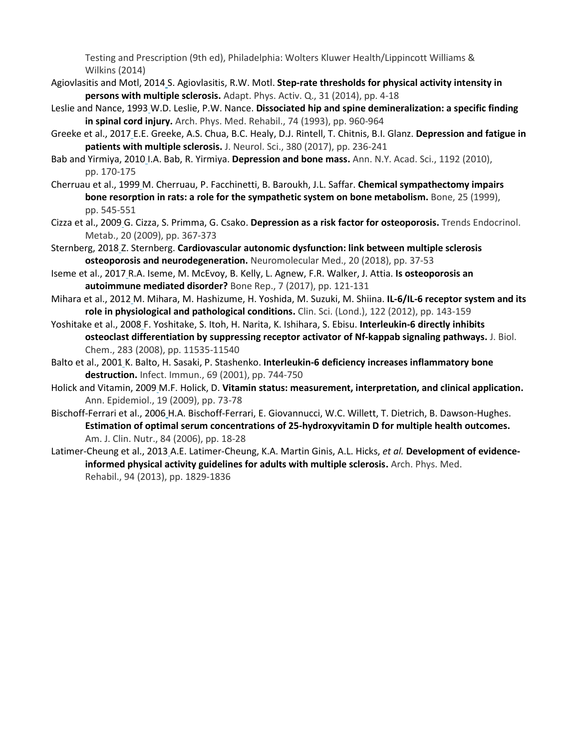Testing and Prescription (9th ed), Philadelphia: Wolters Kluwer Health/Lippincott Williams & Wilkins (2014)

Agiovlasitis and Motl, 2014 S. Agiovlasitis, R.W. Motl. **Step-rate thresholds for physical activity intensity in persons with multiple sclerosis.** Adapt. Phys. Activ. Q., 31 (2014), pp. 4-18

Leslie and Nance, 1993 W.D. Leslie, P.W. Nance. **Dissociated hip and spine demineralization: a specific finding in spinal cord injury.** Arch. Phys. Med. Rehabil., 74 (1993), pp. 960-964

Greeke et al., 2017 E.E. Greeke, A.S. Chua, B.C. Healy, D.J. Rintell, T. Chitnis, B.I. Glanz. **Depression and fatigue in patients with multiple sclerosis.** J. Neurol. Sci., 380 (2017), pp. 236-241

Bab and Yirmiya, 2010 I.A. Bab, R. Yirmiya. **Depression and bone mass.** Ann. N.Y. Acad. Sci., 1192 (2010), pp. 170-175

Cherruau et al., 1999 M. Cherruau, P. Facchinetti, B. Baroukh, J.L. Saffar. **Chemical sympathectomy impairs bone resorption in rats: a role for the sympathetic system on bone metabolism.** Bone, 25 (1999), pp. 545-551

Cizza et al., 2009 G. Cizza, S. Primma, G. Csako. **Depression as a risk factor for osteoporosis.** Trends Endocrinol. Metab., 20 (2009), pp. 367-373

Sternberg, 2018 Z. Sternberg. **Cardiovascular autonomic dysfunction: link between multiple sclerosis osteoporosis and neurodegeneration.** Neuromolecular Med., 20 (2018), pp. 37-53

Iseme et al., 2017 R.A. Iseme, M. McEvoy, B. Kelly, L. Agnew, F.R. Walker, J. Attia. **Is osteoporosis an autoimmune mediated disorder?** Bone Rep., 7 (2017), pp. 121-131

Mihara et al., 2012 M. Mihara, M. Hashizume, H. Yoshida, M. Suzuki, M. Shiina. **IL-6/IL-6 receptor system and its role in physiological and pathological conditions.** Clin. Sci. (Lond.), 122 (2012), pp. 143-159

Yoshitake et al., 2008 F. Yoshitake, S. Itoh, H. Narita, K. Ishihara, S. Ebisu. **Interleukin-6 directly inhibits osteoclast differentiation by suppressing receptor activator of Nf-kappab signaling pathways.** J. Biol. Chem., 283 (2008), pp. 11535-11540

Balto et al., 2001 K. Balto, H. Sasaki, P. Stashenko. **Interleukin-6 deficiency increases inflammatory bone destruction.** Infect. Immun., 69 (2001), pp. 744-750

Holick and Vitamin, 2009 M.F. Holick, D. **Vitamin status: measurement, interpretation, and clinical application.** Ann. Epidemiol., 19 (2009), pp. 73-78

Bischoff-Ferrari et al., 2006 H.A. Bischoff-Ferrari, E. Giovannucci, W.C. Willett, T. Dietrich, B. Dawson-Hughes. **Estimation of optimal serum concentrations of 25-hydroxyvitamin D for multiple health outcomes.** Am. J. Clin. Nutr., 84 (2006), pp. 18-28

Latimer-Cheung et al., 2013 A.E. Latimer-Cheung, K.A. Martin Ginis, A.L. Hicks, *et al.* **Development of evidence-informed physical activity guidelines for adults with multiple sclerosis.** Arch. Phys. Med. Rehabil., 94 (2013), pp. 1829-1836